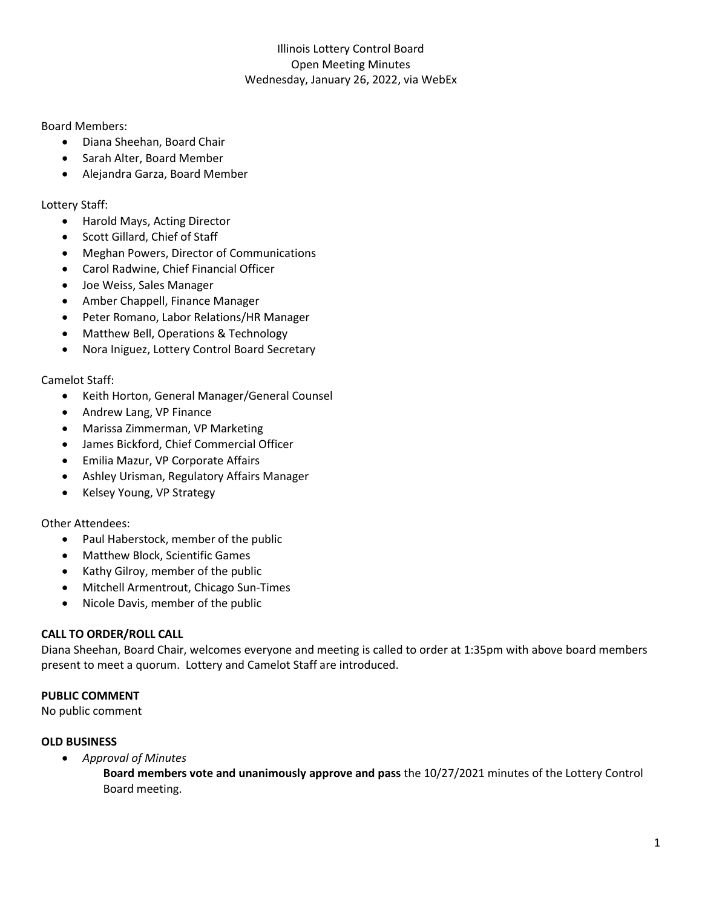# Illinois Lottery Control Board
## Open Meeting Minutes
### Wednesday, January 26, 2022, via WebEx

Board Members:

- Diana Sheehan, Board Chair
- Sarah Alter, Board Member
- Alejandra Garza, Board Member

Lottery Staff:

- Harold Mays, Acting Director
- Scott Gillard, Chief of Staff
- Meghan Powers, Director of Communications
- Carol Radwine, Chief Financial Officer
- Joe Weiss, Sales Manager
- Amber Chappell, Finance Manager
- Peter Romano, Labor Relations/HR Manager
- Matthew Bell, Operations & Technology
- Nora Iniguez, Lottery Control Board Secretary

Camelot Staff:

- Keith Horton, General Manager/General Counsel
- Andrew Lang, VP Finance
- Marissa Zimmerman, VP Marketing
- James Bickford, Chief Commercial Officer
- Emilia Mazur, VP Corporate Affairs
- Ashley Urisman, Regulatory Affairs Manager
- Kelsey Young, VP Strategy

Other Attendees:

- Paul Haberstock, member of the public
- Matthew Block, Scientific Games
- Kathy Gilroy, member of the public
- Mitchell Armentrout, Chicago Sun-Times
- Nicole Davis, member of the public

**CALL TO ORDER/ROLL CALL**

Diana Sheehan, Board Chair, welcomes everyone and meeting is called to order at 1:35pm with above board members present to meet a quorum. Lottery and Camelot Staff are introduced.

**PUBLIC COMMENT**

No public comment

**OLD BUSINESS**

- *Approval of Minutes*

  **Board members vote and unanimously approve and pass** the 10/27/2021 minutes of the Lottery Control Board meeting.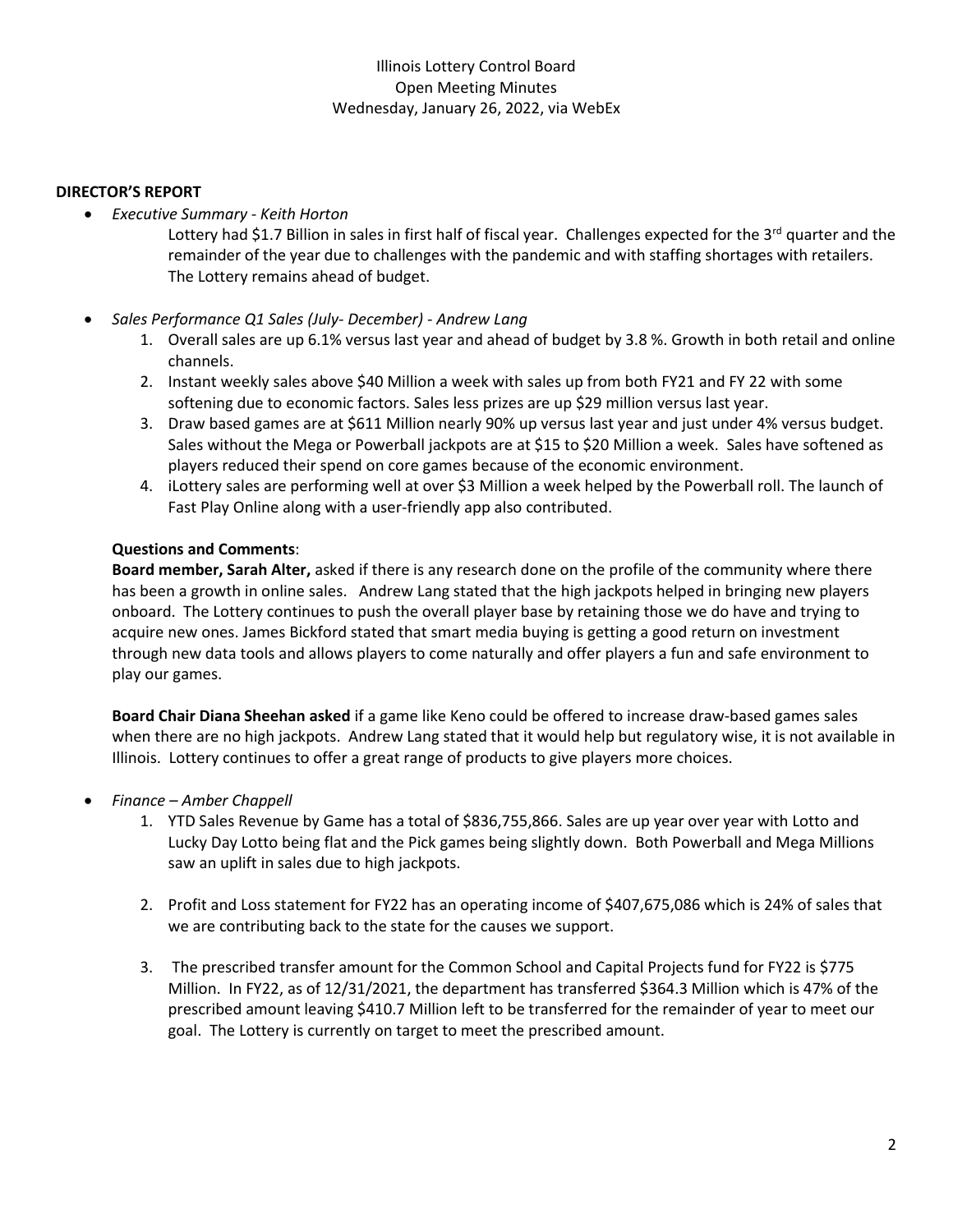Illinois Lottery Control Board
Open Meeting Minutes
Wednesday, January 26, 2022, via WebEx

**DIRECTOR'S REPORT**

- *Executive Summary - Keith Horton*

  Lottery had $1.7 Billion in sales in first half of fiscal year. Challenges expected for the 3rd quarter and the remainder of the year due to challenges with the pandemic and with staffing shortages with retailers. The Lottery remains ahead of budget.

- *Sales Performance Q1 Sales (July- December) - Andrew Lang*
  1. Overall sales are up 6.1% versus last year and ahead of budget by 3.8 %. Growth in both retail and online channels.
  2. Instant weekly sales above $40 Million a week with sales up from both FY21 and FY 22 with some softening due to economic factors. Sales less prizes are up $29 million versus last year.
  3. Draw based games are at $611 Million nearly 90% up versus last year and just under 4% versus budget. Sales without the Mega or Powerball jackpots are at $15 to $20 Million a week. Sales have softened as players reduced their spend on core games because of the economic environment.
  4. iLottery sales are performing well at over $3 Million a week helped by the Powerball roll. The launch of Fast Play Online along with a user-friendly app also contributed.

  **Questions and Comments**:

  **Board member, Sarah Alter,** asked if there is any research done on the profile of the community where there has been a growth in online sales. Andrew Lang stated that the high jackpots helped in bringing new players onboard. The Lottery continues to push the overall player base by retaining those we do have and trying to acquire new ones. James Bickford stated that smart media buying is getting a good return on investment through new data tools and allows players to come naturally and offer players a fun and safe environment to play our games.

  **Board Chair Diana Sheehan asked** if a game like Keno could be offered to increase draw-based games sales when there are no high jackpots. Andrew Lang stated that it would help but regulatory wise, it is not available in Illinois. Lottery continues to offer a great range of products to give players more choices.

- *Finance – Amber Chappell*
  1. YTD Sales Revenue by Game has a total of $836,755,866. Sales are up year over year with Lotto and Lucky Day Lotto being flat and the Pick games being slightly down. Both Powerball and Mega Millions saw an uplift in sales due to high jackpots.

  2. Profit and Loss statement for FY22 has an operating income of $407,675,086 which is 24% of sales that we are contributing back to the state for the causes we support.

  3. The prescribed transfer amount for the Common School and Capital Projects fund for FY22 is $775 Million. In FY22, as of 12/31/2021, the department has transferred $364.3 Million which is 47% of the prescribed amount leaving $410.7 Million left to be transferred for the remainder of year to meet our goal. The Lottery is currently on target to meet the prescribed amount.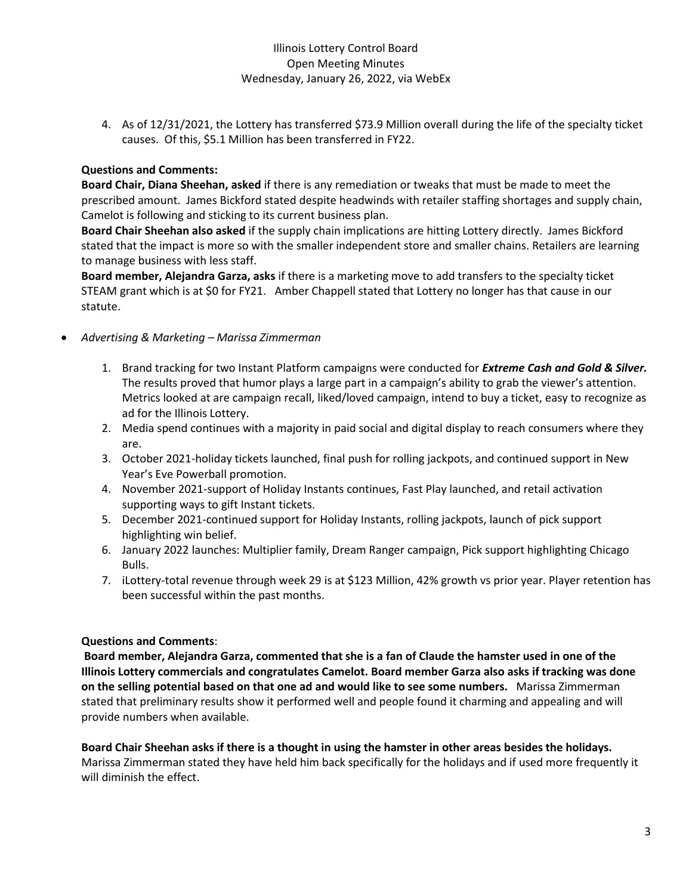4. As of 12/31/2021, the Lottery has transferred $73.9 Million overall during the life of the specialty ticket causes. Of this, $5.1 Million has been transferred in FY22.

**Questions and Comments:**

**Board Chair, Diana Sheehan, asked** if there is any remediation or tweaks that must be made to meet the prescribed amount. James Bickford stated despite headwinds with retailer staffing shortages and supply chain, Camelot is following and sticking to its current business plan.

**Board Chair Sheehan also asked** if the supply chain implications are hitting Lottery directly. James Bickford stated that the impact is more so with the smaller independent store and smaller chains. Retailers are learning to manage business with less staff.

**Board member, Alejandra Garza, asks** if there is a marketing move to add transfers to the specialty ticket STEAM grant which is at $0 for FY21. Amber Chappell stated that Lottery no longer has that cause in our statute.

- *Advertising & Marketing – Marissa Zimmerman*

  1. Brand tracking for two Instant Platform campaigns were conducted for ***Extreme Cash and Gold & Silver.*** The results proved that humor plays a large part in a campaign's ability to grab the viewer's attention. Metrics looked at are campaign recall, liked/loved campaign, intend to buy a ticket, easy to recognize as ad for the Illinois Lottery.
  2. Media spend continues with a majority in paid social and digital display to reach consumers where they are.
  3. October 2021-holiday tickets launched, final push for rolling jackpots, and continued support in New Year's Eve Powerball promotion.
  4. November 2021-support of Holiday Instants continues, Fast Play launched, and retail activation supporting ways to gift Instant tickets.
  5. December 2021-continued support for Holiday Instants, rolling jackpots, launch of pick support highlighting win belief.
  6. January 2022 launches: Multiplier family, Dream Ranger campaign, Pick support highlighting Chicago Bulls.
  7. iLottery-total revenue through week 29 is at $123 Million, 42% growth vs prior year. Player retention has been successful within the past months.

**Questions and Comments**:

**Board member, Alejandra Garza, commented that she is a fan of Claude the hamster used in one of the Illinois Lottery commercials and congratulates Camelot. Board member Garza also asks if tracking was done on the selling potential based on that one ad and would like to see some numbers.** Marissa Zimmerman stated that preliminary results show it performed well and people found it charming and appealing and will provide numbers when available.

**Board Chair Sheehan asks if there is a thought in using the hamster in other areas besides the holidays.** Marissa Zimmerman stated they have held him back specifically for the holidays and if used more frequently it will diminish the effect.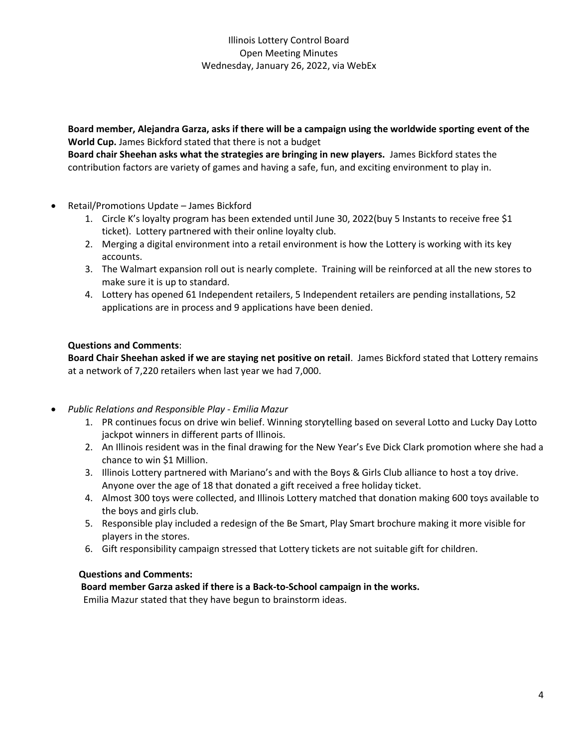Illinois Lottery Control Board
Open Meeting Minutes
Wednesday, January 26, 2022, via WebEx

**Board member, Alejandra Garza, asks if there will be a campaign using the worldwide sporting event of the World Cup.** James Bickford stated that there is not a budget
**Board chair Sheehan asks what the strategies are bringing in new players.** James Bickford states the contribution factors are variety of games and having a safe, fun, and exciting environment to play in.

- Retail/Promotions Update – James Bickford
  1. Circle K's loyalty program has been extended until June 30, 2022(buy 5 Instants to receive free $1 ticket). Lottery partnered with their online loyalty club.
  2. Merging a digital environment into a retail environment is how the Lottery is working with its key accounts.
  3. The Walmart expansion roll out is nearly complete. Training will be reinforced at all the new stores to make sure it is up to standard.
  4. Lottery has opened 61 Independent retailers, 5 Independent retailers are pending installations, 52 applications are in process and 9 applications have been denied.

**Questions and Comments**:
**Board Chair Sheehan asked if we are staying net positive on retail**. James Bickford stated that Lottery remains at a network of 7,220 retailers when last year we had 7,000.

- *Public Relations and Responsible Play - Emilia Mazur*
  1. PR continues focus on drive win belief. Winning storytelling based on several Lotto and Lucky Day Lotto jackpot winners in different parts of Illinois.
  2. An Illinois resident was in the final drawing for the New Year's Eve Dick Clark promotion where she had a chance to win $1 Million.
  3. Illinois Lottery partnered with Mariano's and with the Boys & Girls Club alliance to host a toy drive. Anyone over the age of 18 that donated a gift received a free holiday ticket.
  4. Almost 300 toys were collected, and Illinois Lottery matched that donation making 600 toys available to the boys and girls club.
  5. Responsible play included a redesign of the Be Smart, Play Smart brochure making it more visible for players in the stores.
  6. Gift responsibility campaign stressed that Lottery tickets are not suitable gift for children.

**Questions and Comments:**
**Board member Garza asked if there is a Back-to-School campaign in the works.**
Emilia Mazur stated that they have begun to brainstorm ideas.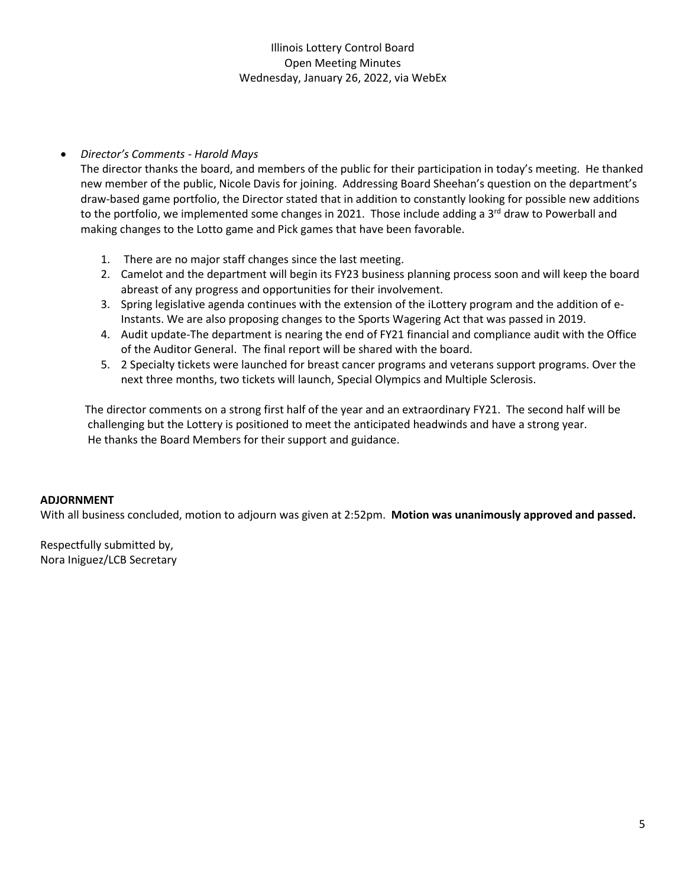Illinois Lottery Control Board
Open Meeting Minutes
Wednesday, January 26, 2022, via WebEx

- *Director's Comments - Harold Mays*
  The director thanks the board, and members of the public for their participation in today's meeting. He thanked new member of the public, Nicole Davis for joining. Addressing Board Sheehan's question on the department's draw-based game portfolio, the Director stated that in addition to constantly looking for possible new additions to the portfolio, we implemented some changes in 2021. Those include adding a 3rd draw to Powerball and making changes to the Lotto game and Pick games that have been favorable.

  1. There are no major staff changes since the last meeting.
  2. Camelot and the department will begin its FY23 business planning process soon and will keep the board abreast of any progress and opportunities for their involvement.
  3. Spring legislative agenda continues with the extension of the iLottery program and the addition of e-Instants. We are also proposing changes to the Sports Wagering Act that was passed in 2019.
  4. Audit update-The department is nearing the end of FY21 financial and compliance audit with the Office of the Auditor General. The final report will be shared with the board.
  5. 2 Specialty tickets were launched for breast cancer programs and veterans support programs. Over the next three months, two tickets will launch, Special Olympics and Multiple Sclerosis.

  The director comments on a strong first half of the year and an extraordinary FY21. The second half will be challenging but the Lottery is positioned to meet the anticipated headwinds and have a strong year. He thanks the Board Members for their support and guidance.

**ADJORNMENT**

With all business concluded, motion to adjourn was given at 2:52pm. **Motion was unanimously approved and passed.**

Respectfully submitted by,
Nora Iniguez/LCB Secretary